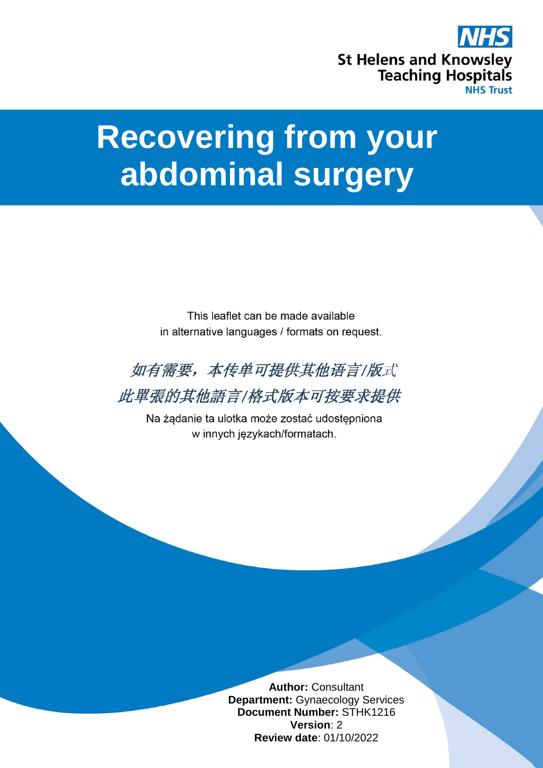NHS

St Helens and Knowsley Teaching Hospitals

NHS Trust

# Recovering from your abdominal surgery

This leaflet can be made available in alternative languages / formats on request.

*如有需要，本传单可提供其他语言/版式*

*此單張的其他語言/格式版本可按要求提供*

Na żądanie ta ulotka może zostać udostępniona w innych językach/formatach.

**Author:** Consultant
**Department:** Gynaecology Services
**Document Number:** STHK1216
**Version**: 2
**Review date**: 01/10/2022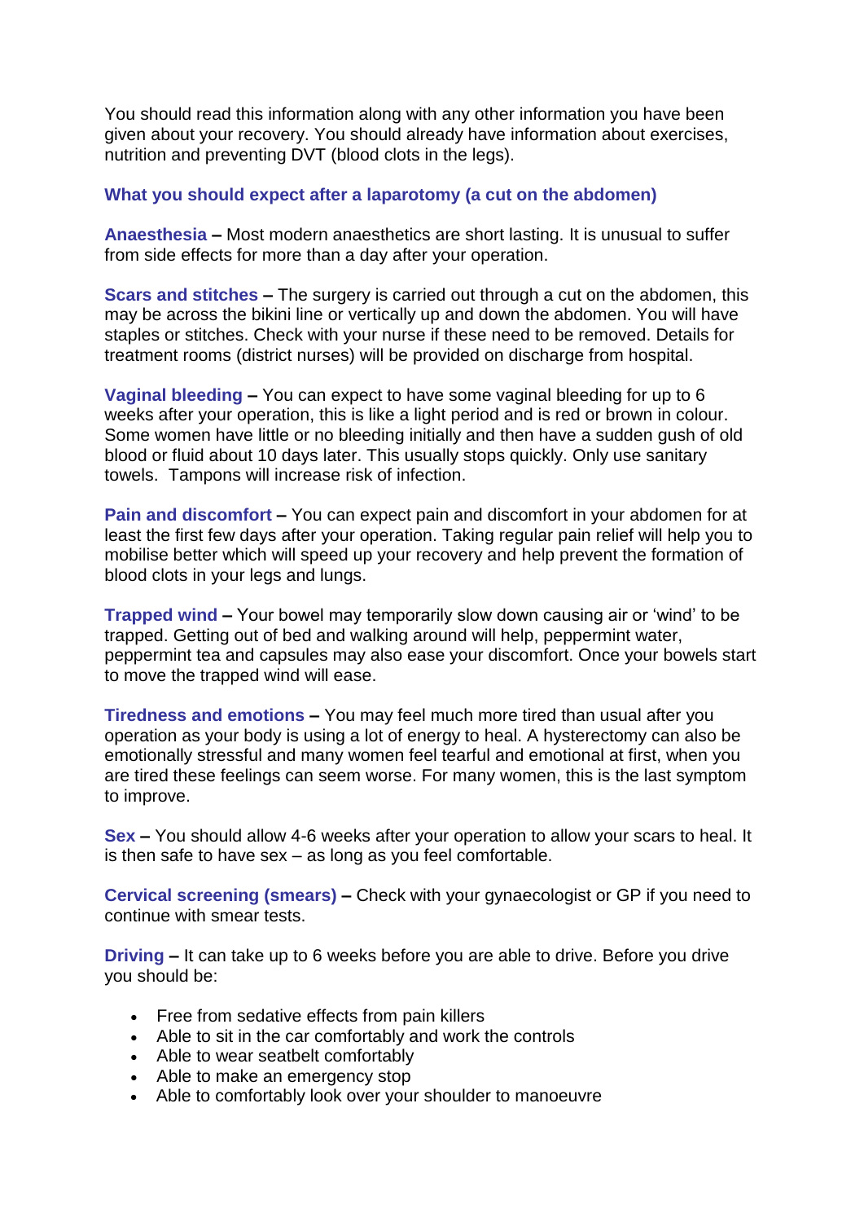You should read this information along with any other information you have been given about your recovery. You should already have information about exercises, nutrition and preventing DVT (blood clots in the legs).

## What you should expect after a laparotomy (a cut on the abdomen)

**Anaesthesia –** Most modern anaesthetics are short lasting. It is unusual to suffer from side effects for more than a day after your operation.

**Scars and stitches –** The surgery is carried out through a cut on the abdomen, this may be across the bikini line or vertically up and down the abdomen. You will have staples or stitches. Check with your nurse if these need to be removed. Details for treatment rooms (district nurses) will be provided on discharge from hospital.

**Vaginal bleeding –** You can expect to have some vaginal bleeding for up to 6 weeks after your operation, this is like a light period and is red or brown in colour. Some women have little or no bleeding initially and then have a sudden gush of old blood or fluid about 10 days later. This usually stops quickly. Only use sanitary towels. Tampons will increase risk of infection.

**Pain and discomfort –** You can expect pain and discomfort in your abdomen for at least the first few days after your operation. Taking regular pain relief will help you to mobilise better which will speed up your recovery and help prevent the formation of blood clots in your legs and lungs.

**Trapped wind –** Your bowel may temporarily slow down causing air or 'wind' to be trapped. Getting out of bed and walking around will help, peppermint water, peppermint tea and capsules may also ease your discomfort. Once your bowels start to move the trapped wind will ease.

**Tiredness and emotions –** You may feel much more tired than usual after you operation as your body is using a lot of energy to heal. A hysterectomy can also be emotionally stressful and many women feel tearful and emotional at first, when you are tired these feelings can seem worse. For many women, this is the last symptom to improve.

**Sex –** You should allow 4-6 weeks after your operation to allow your scars to heal. It is then safe to have sex – as long as you feel comfortable.

**Cervical screening (smears) –** Check with your gynaecologist or GP if you need to continue with smear tests.

**Driving –** It can take up to 6 weeks before you are able to drive. Before you drive you should be:

- Free from sedative effects from pain killers
- Able to sit in the car comfortably and work the controls
- Able to wear seatbelt comfortably
- Able to make an emergency stop
- Able to comfortably look over your shoulder to manoeuvre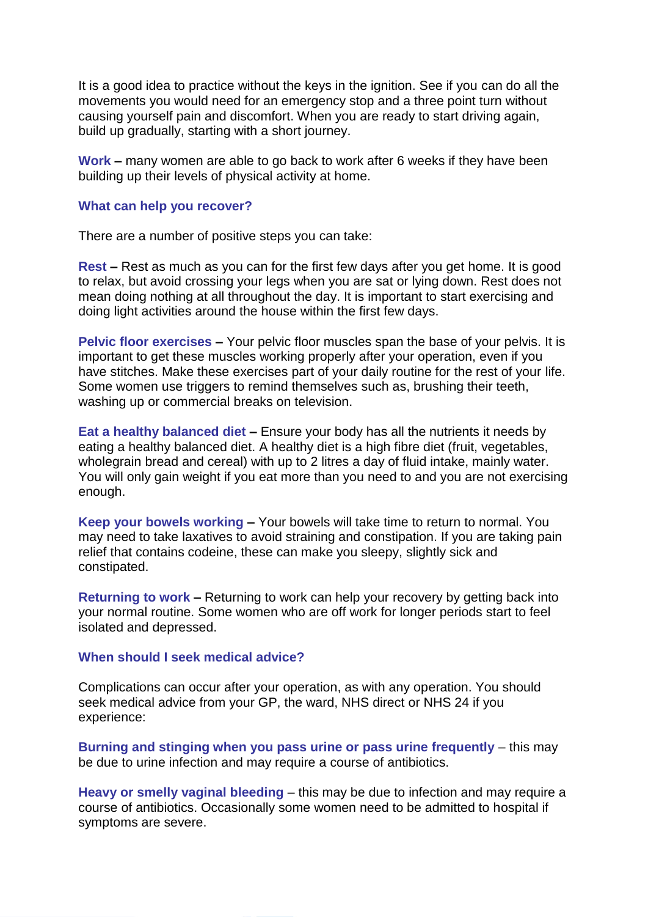It is a good idea to practice without the keys in the ignition. See if you can do all the movements you would need for an emergency stop and a three point turn without causing yourself pain and discomfort. When you are ready to start driving again, build up gradually, starting with a short journey.

**Work –** many women are able to go back to work after 6 weeks if they have been building up their levels of physical activity at home.

### What can help you recover?

There are a number of positive steps you can take:

**Rest –** Rest as much as you can for the first few days after you get home. It is good to relax, but avoid crossing your legs when you are sat or lying down. Rest does not mean doing nothing at all throughout the day. It is important to start exercising and doing light activities around the house within the first few days.

**Pelvic floor exercises –** Your pelvic floor muscles span the base of your pelvis. It is important to get these muscles working properly after your operation, even if you have stitches. Make these exercises part of your daily routine for the rest of your life. Some women use triggers to remind themselves such as, brushing their teeth, washing up or commercial breaks on television.

**Eat a healthy balanced diet –** Ensure your body has all the nutrients it needs by eating a healthy balanced diet. A healthy diet is a high fibre diet (fruit, vegetables, wholegrain bread and cereal) with up to 2 litres a day of fluid intake, mainly water. You will only gain weight if you eat more than you need to and you are not exercising enough.

**Keep your bowels working –** Your bowels will take time to return to normal. You may need to take laxatives to avoid straining and constipation. If you are taking pain relief that contains codeine, these can make you sleepy, slightly sick and constipated.

**Returning to work –** Returning to work can help your recovery by getting back into your normal routine. Some women who are off work for longer periods start to feel isolated and depressed.

### When should I seek medical advice?

Complications can occur after your operation, as with any operation. You should seek medical advice from your GP, the ward, NHS direct or NHS 24 if you experience:

**Burning and stinging when you pass urine or pass urine frequently** – this may be due to urine infection and may require a course of antibiotics.

**Heavy or smelly vaginal bleeding** – this may be due to infection and may require a course of antibiotics. Occasionally some women need to be admitted to hospital if symptoms are severe.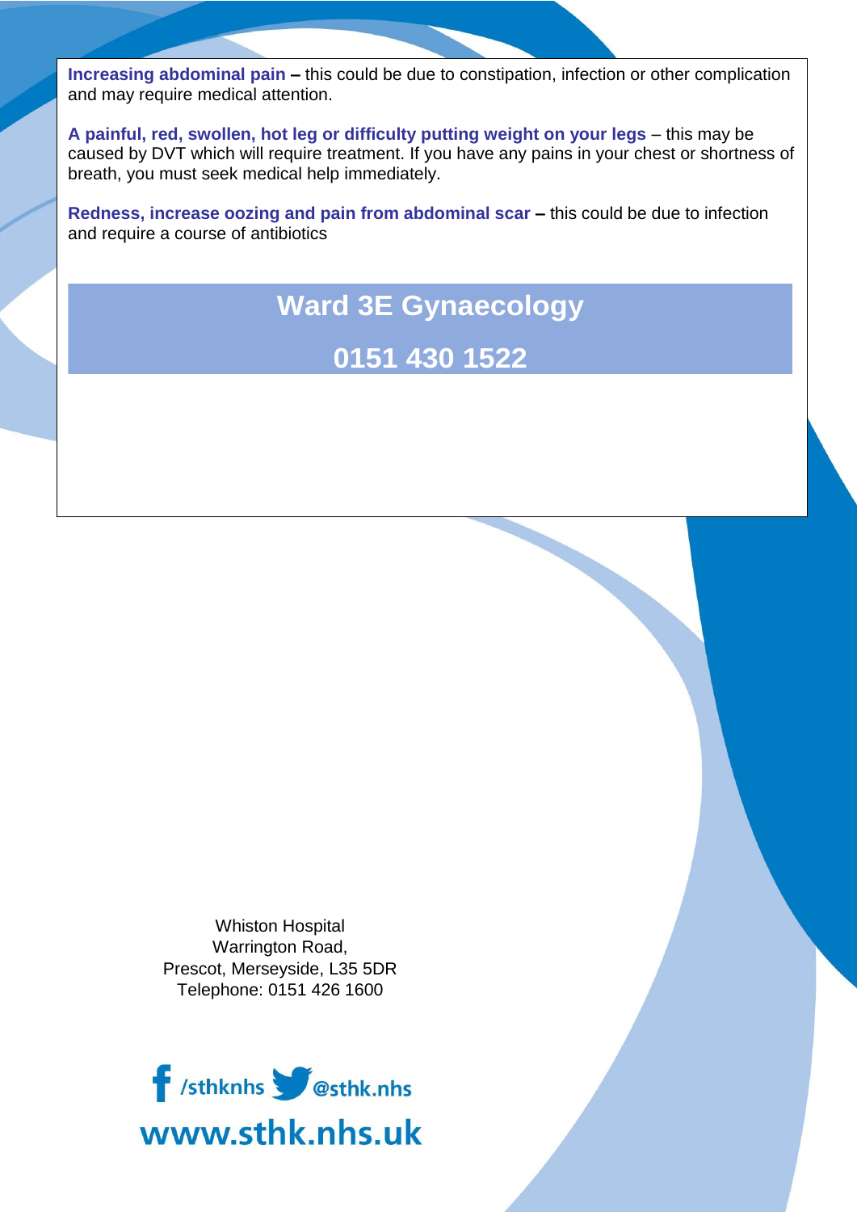**Increasing abdominal pain –** this could be due to constipation, infection or other complication and may require medical attention.

**A painful, red, swollen, hot leg or difficulty putting weight on your legs** – this may be caused by DVT which will require treatment. If you have any pains in your chest or shortness of breath, you must seek medical help immediately.

**Redness, increase oozing and pain from abdominal scar –** this could be due to infection and require a course of antibiotics

## Ward 3E Gynaecology

## 0151 430 1522

Whiston Hospital
Warrington Road,
Prescot, Merseyside, L35 5DR
Telephone: 0151 426 1600

/sthknhs @sthk.nhs

www.sthk.nhs.uk